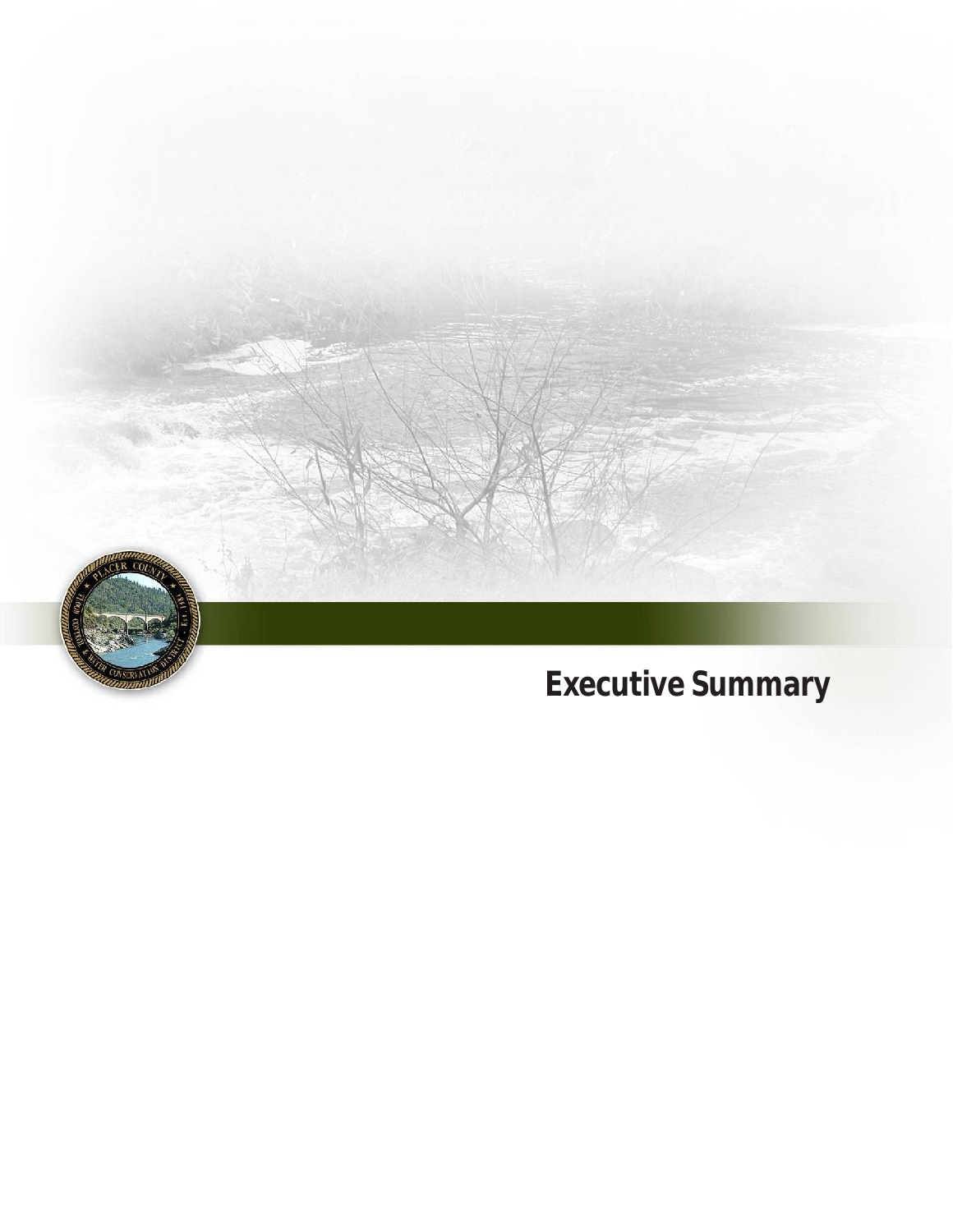# Executive Summary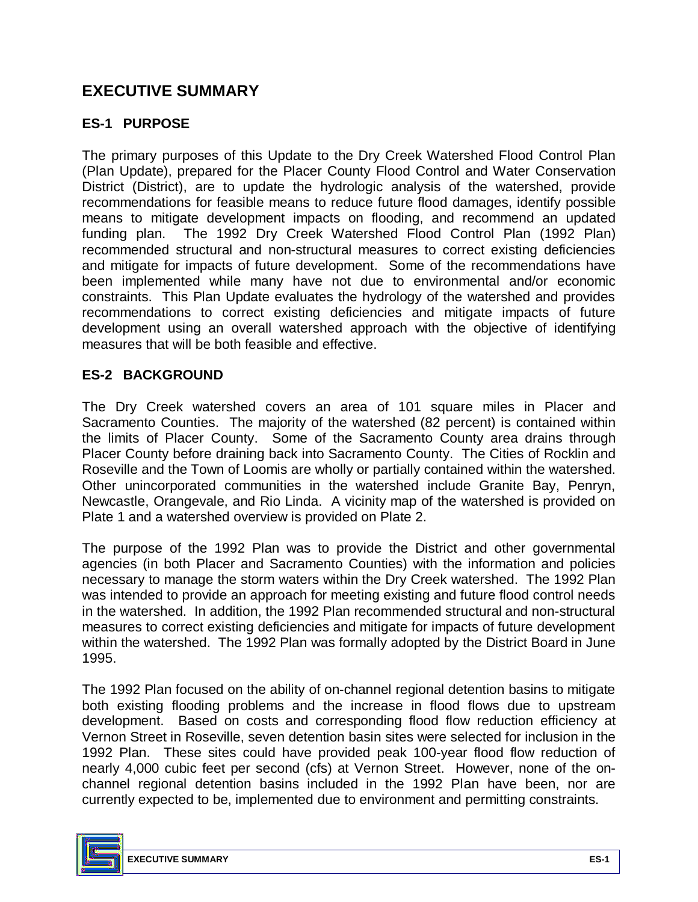# EXECUTIVE SUMMARY

## ES-1 PURPOSE

The primary purposes of this Update to the Dry Creek Watershed Flood Control Plan (Plan Update), prepared for the Placer County Flood Control and Water Conservation District (District), are to update the hydrologic analysis of the watershed, provide recommendations for feasible means to reduce future flood damages, identify possible means to mitigate development impacts on flooding, and recommend an updated funding plan. The 1992 Dry Creek Watershed Flood Control Plan (1992 Plan) recommended structural and non-structural measures to correct existing deficiencies and mitigate for impacts of future development. Some of the recommendations have been implemented while many have not due to environmental and/or economic constraints. This Plan Update evaluates the hydrology of the watershed and provides recommendations to correct existing deficiencies and mitigate impacts of future development using an overall watershed approach with the objective of identifying measures that will be both feasible and effective.

## ES-2 BACKGROUND

The Dry Creek watershed covers an area of 101 square miles in Placer and Sacramento Counties. The majority of the watershed (82 percent) is contained within the limits of Placer County. Some of the Sacramento County area drains through Placer County before draining back into Sacramento County. The Cities of Rocklin and Roseville and the Town of Loomis are wholly or partially contained within the watershed. Other unincorporated communities in the watershed include Granite Bay, Penryn, Newcastle, Orangevale, and Rio Linda. A vicinity map of the watershed is provided on Plate 1 and a watershed overview is provided on Plate 2.

The purpose of the 1992 Plan was to provide the District and other governmental agencies (in both Placer and Sacramento Counties) with the information and policies necessary to manage the storm waters within the Dry Creek watershed. The 1992 Plan was intended to provide an approach for meeting existing and future flood control needs in the watershed. In addition, the 1992 Plan recommended structural and non-structural measures to correct existing deficiencies and mitigate for impacts of future development within the watershed. The 1992 Plan was formally adopted by the District Board in June 1995.

The 1992 Plan focused on the ability of on-channel regional detention basins to mitigate both existing flooding problems and the increase in flood flows due to upstream development. Based on costs and corresponding flood flow reduction efficiency at Vernon Street in Roseville, seven detention basin sites were selected for inclusion in the 1992 Plan. These sites could have provided peak 100-year flood flow reduction of nearly 4,000 cubic feet per second (cfs) at Vernon Street. However, none of the on-channel regional detention basins included in the 1992 Plan have been, nor are currently expected to be, implemented due to environment and permitting constraints.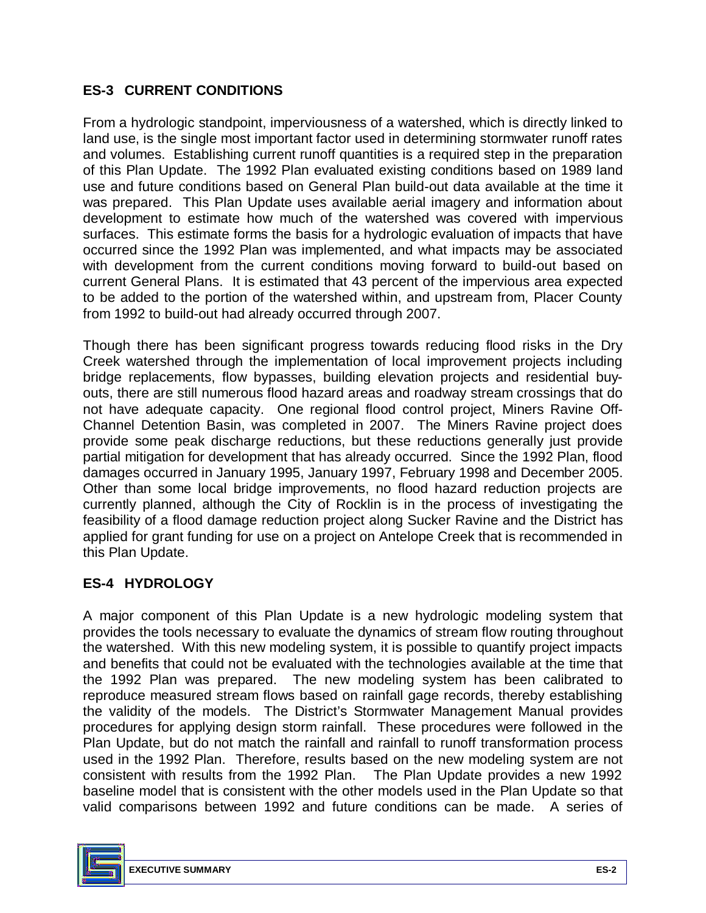## ES-3 CURRENT CONDITIONS

From a hydrologic standpoint, imperviousness of a watershed, which is directly linked to land use, is the single most important factor used in determining stormwater runoff rates and volumes. Establishing current runoff quantities is a required step in the preparation of this Plan Update. The 1992 Plan evaluated existing conditions based on 1989 land use and future conditions based on General Plan build-out data available at the time it was prepared. This Plan Update uses available aerial imagery and information about development to estimate how much of the watershed was covered with impervious surfaces. This estimate forms the basis for a hydrologic evaluation of impacts that have occurred since the 1992 Plan was implemented, and what impacts may be associated with development from the current conditions moving forward to build-out based on current General Plans. It is estimated that 43 percent of the impervious area expected to be added to the portion of the watershed within, and upstream from, Placer County from 1992 to build-out had already occurred through 2007.

Though there has been significant progress towards reducing flood risks in the Dry Creek watershed through the implementation of local improvement projects including bridge replacements, flow bypasses, building elevation projects and residential buy-outs, there are still numerous flood hazard areas and roadway stream crossings that do not have adequate capacity. One regional flood control project, Miners Ravine Off-Channel Detention Basin, was completed in 2007. The Miners Ravine project does provide some peak discharge reductions, but these reductions generally just provide partial mitigation for development that has already occurred. Since the 1992 Plan, flood damages occurred in January 1995, January 1997, February 1998 and December 2005. Other than some local bridge improvements, no flood hazard reduction projects are currently planned, although the City of Rocklin is in the process of investigating the feasibility of a flood damage reduction project along Sucker Ravine and the District has applied for grant funding for use on a project on Antelope Creek that is recommended in this Plan Update.

## ES-4 HYDROLOGY

A major component of this Plan Update is a new hydrologic modeling system that provides the tools necessary to evaluate the dynamics of stream flow routing throughout the watershed. With this new modeling system, it is possible to quantify project impacts and benefits that could not be evaluated with the technologies available at the time that the 1992 Plan was prepared. The new modeling system has been calibrated to reproduce measured stream flows based on rainfall gage records, thereby establishing the validity of the models. The District's Stormwater Management Manual provides procedures for applying design storm rainfall. These procedures were followed in the Plan Update, but do not match the rainfall and rainfall to runoff transformation process used in the 1992 Plan. Therefore, results based on the new modeling system are not consistent with results from the 1992 Plan. The Plan Update provides a new 1992 baseline model that is consistent with the other models used in the Plan Update so that valid comparisons between 1992 and future conditions can be made. A series of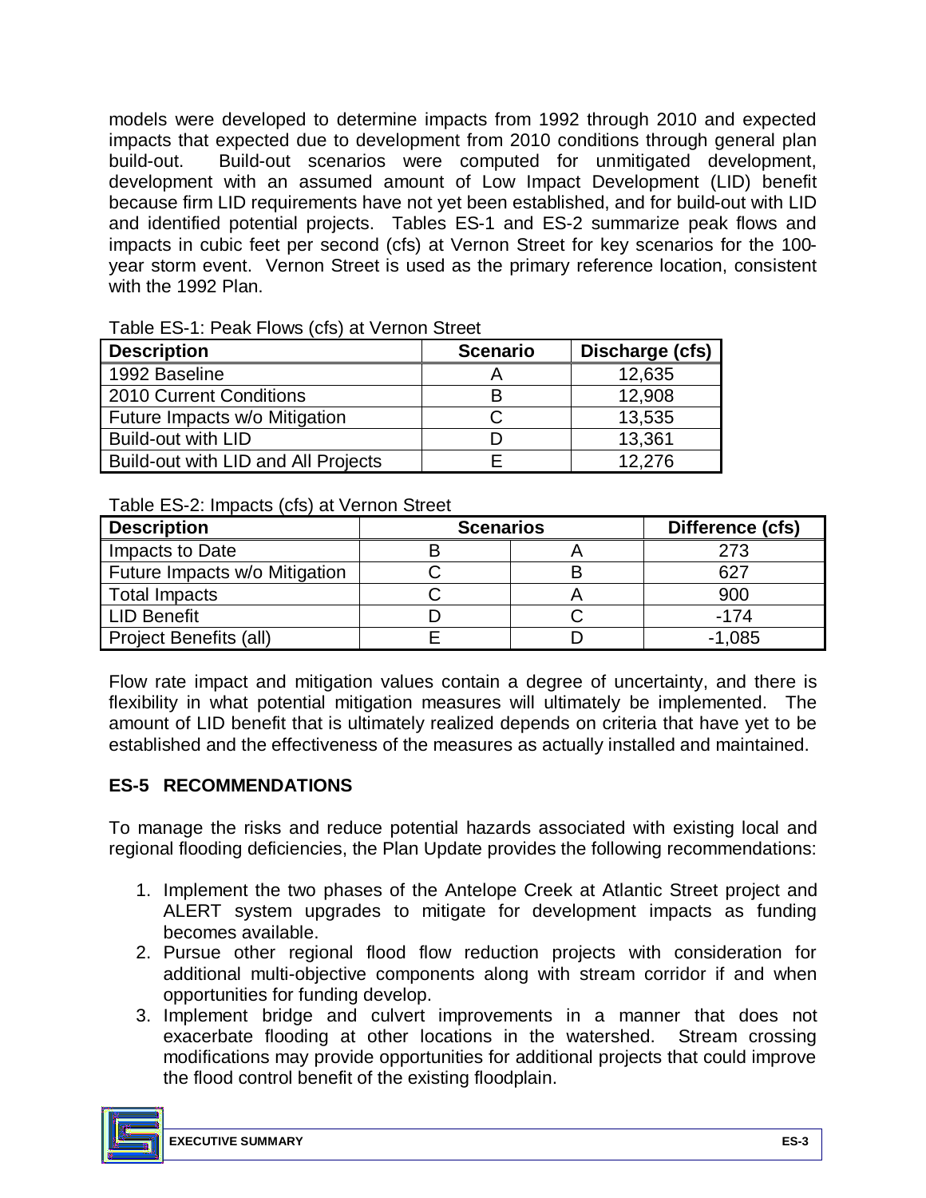models were developed to determine impacts from 1992 through 2010 and expected impacts that expected due to development from 2010 conditions through general plan build-out. Build-out scenarios were computed for unmitigated development, development with an assumed amount of Low Impact Development (LID) benefit because firm LID requirements have not yet been established, and for build-out with LID and identified potential projects. Tables ES-1 and ES-2 summarize peak flows and impacts in cubic feet per second (cfs) at Vernon Street for key scenarios for the 100-year storm event. Vernon Street is used as the primary reference location, consistent with the 1992 Plan.

Table ES-1: Peak Flows (cfs) at Vernon Street

| Description | Scenario | Discharge (cfs) |
|---|---|---|
| 1992 Baseline | A | 12,635 |
| 2010 Current Conditions | B | 12,908 |
| Future Impacts w/o Mitigation | C | 13,535 |
| Build-out with LID | D | 13,361 |
| Build-out with LID and All Projects | E | 12,276 |

Table ES-2: Impacts (cfs) at Vernon Street

| Description | Scenarios | | Difference (cfs) |
|---|---|---|---|
| Impacts to Date | B | A | 273 |
| Future Impacts w/o Mitigation | C | B | 627 |
| Total Impacts | C | A | 900 |
| LID Benefit | D | C | -174 |
| Project Benefits (all) | E | D | -1,085 |

Flow rate impact and mitigation values contain a degree of uncertainty, and there is flexibility in what potential mitigation measures will ultimately be implemented. The amount of LID benefit that is ultimately realized depends on criteria that have yet to be established and the effectiveness of the measures as actually installed and maintained.

## ES-5 RECOMMENDATIONS

To manage the risks and reduce potential hazards associated with existing local and regional flooding deficiencies, the Plan Update provides the following recommendations:

1. Implement the two phases of the Antelope Creek at Atlantic Street project and ALERT system upgrades to mitigate for development impacts as funding becomes available.
2. Pursue other regional flood flow reduction projects with consideration for additional multi-objective components along with stream corridor if and when opportunities for funding develop.
3. Implement bridge and culvert improvements in a manner that does not exacerbate flooding at other locations in the watershed. Stream crossing modifications may provide opportunities for additional projects that could improve the flood control benefit of the existing floodplain.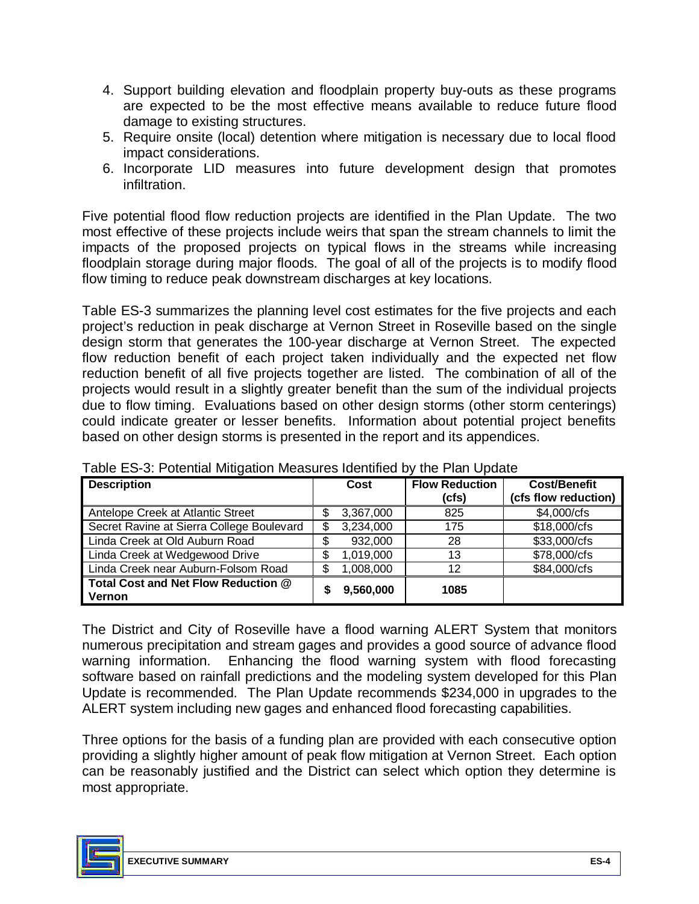4. Support building elevation and floodplain property buy-outs as these programs are expected to be the most effective means available to reduce future flood damage to existing structures.
5. Require onsite (local) detention where mitigation is necessary due to local flood impact considerations.
6. Incorporate LID measures into future development design that promotes infiltration.

Five potential flood flow reduction projects are identified in the Plan Update. The two most effective of these projects include weirs that span the stream channels to limit the impacts of the proposed projects on typical flows in the streams while increasing floodplain storage during major floods. The goal of all of the projects is to modify flood flow timing to reduce peak downstream discharges at key locations.

Table ES-3 summarizes the planning level cost estimates for the five projects and each project's reduction in peak discharge at Vernon Street in Roseville based on the single design storm that generates the 100-year discharge at Vernon Street. The expected flow reduction benefit of each project taken individually and the expected net flow reduction benefit of all five projects together are listed. The combination of all of the projects would result in a slightly greater benefit than the sum of the individual projects due to flow timing. Evaluations based on other design storms (other storm centerings) could indicate greater or lesser benefits. Information about potential project benefits based on other design storms is presented in the report and its appendices.

Table ES-3: Potential Mitigation Measures Identified by the Plan Update

| Description | Cost | Flow Reduction (cfs) | Cost/Benefit (cfs flow reduction) |
|---|---|---|---|
| Antelope Creek at Atlantic Street | $ 3,367,000 | 825 | $4,000/cfs |
| Secret Ravine at Sierra College Boulevard | $ 3,234,000 | 175 | $18,000/cfs |
| Linda Creek at Old Auburn Road | $ 932,000 | 28 | $33,000/cfs |
| Linda Creek at Wedgewood Drive | $ 1,019,000 | 13 | $78,000/cfs |
| Linda Creek near Auburn-Folsom Road | $ 1,008,000 | 12 | $84,000/cfs |
| **Total Cost and Net Flow Reduction @ Vernon** | **$ 9,560,000** | **1085** | |

The District and City of Roseville have a flood warning ALERT System that monitors numerous precipitation and stream gages and provides a good source of advance flood warning information. Enhancing the flood warning system with flood forecasting software based on rainfall predictions and the modeling system developed for this Plan Update is recommended. The Plan Update recommends $234,000 in upgrades to the ALERT system including new gages and enhanced flood forecasting capabilities.

Three options for the basis of a funding plan are provided with each consecutive option providing a slightly higher amount of peak flow mitigation at Vernon Street. Each option can be reasonably justified and the District can select which option they determine is most appropriate.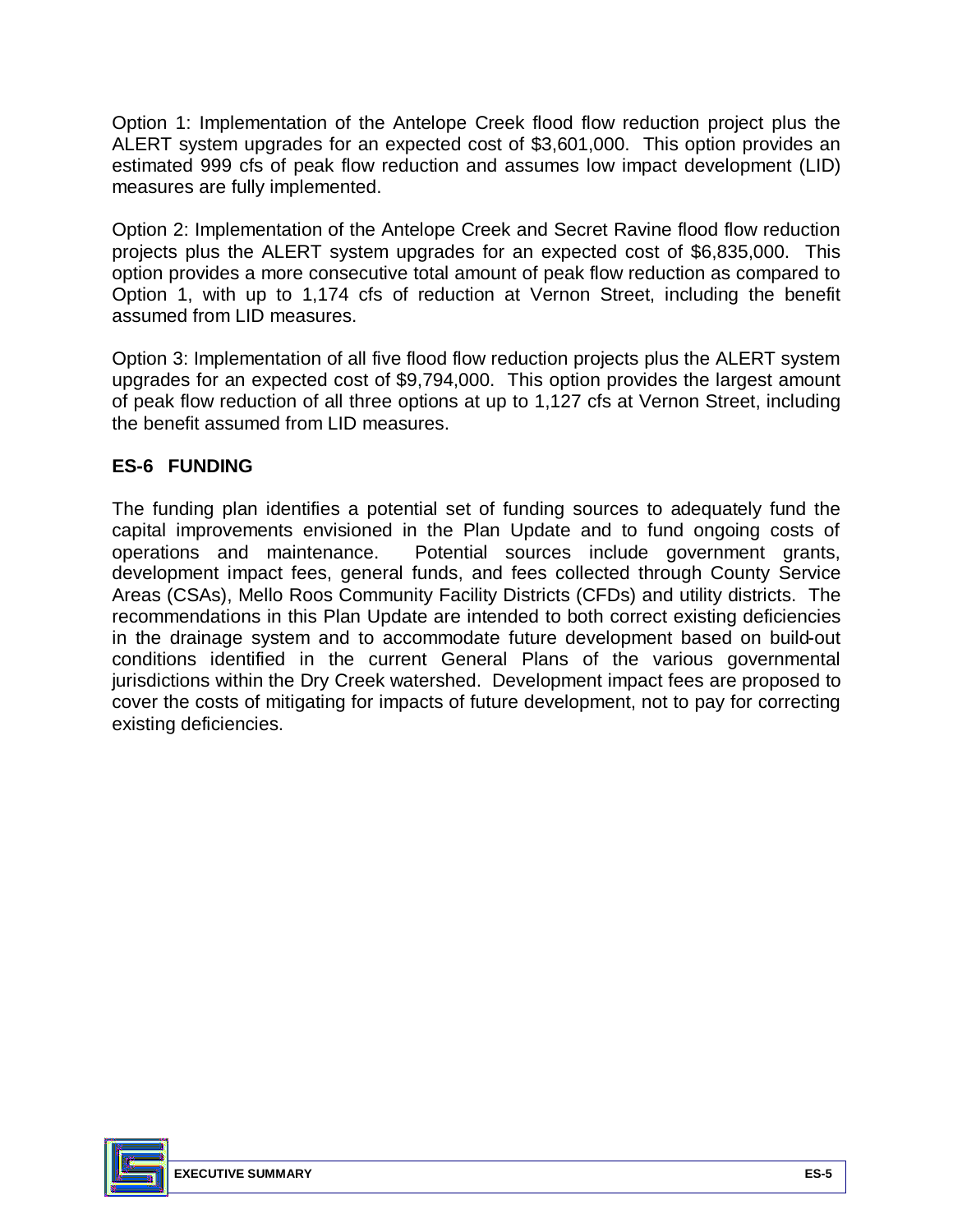Option 1: Implementation of the Antelope Creek flood flow reduction project plus the ALERT system upgrades for an expected cost of $3,601,000. This option provides an estimated 999 cfs of peak flow reduction and assumes low impact development (LID) measures are fully implemented.

Option 2: Implementation of the Antelope Creek and Secret Ravine flood flow reduction projects plus the ALERT system upgrades for an expected cost of $6,835,000. This option provides a more consecutive total amount of peak flow reduction as compared to Option 1, with up to 1,174 cfs of reduction at Vernon Street, including the benefit assumed from LID measures.

Option 3: Implementation of all five flood flow reduction projects plus the ALERT system upgrades for an expected cost of $9,794,000. This option provides the largest amount of peak flow reduction of all three options at up to 1,127 cfs at Vernon Street, including the benefit assumed from LID measures.

## ES-6 FUNDING

The funding plan identifies a potential set of funding sources to adequately fund the capital improvements envisioned in the Plan Update and to fund ongoing costs of operations and maintenance. Potential sources include government grants, development impact fees, general funds, and fees collected through County Service Areas (CSAs), Mello Roos Community Facility Districts (CFDs) and utility districts. The recommendations in this Plan Update are intended to both correct existing deficiencies in the drainage system and to accommodate future development based on build-out conditions identified in the current General Plans of the various governmental jurisdictions within the Dry Creek watershed. Development impact fees are proposed to cover the costs of mitigating for impacts of future development, not to pay for correcting existing deficiencies.